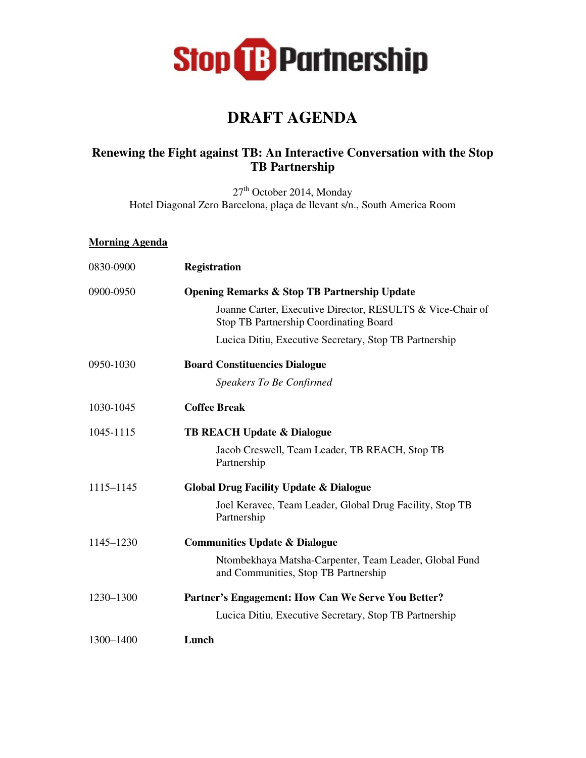Stop TB Partnership

# DRAFT AGENDA

## Renewing the Fight against TB: An Interactive Conversation with the Stop TB Partnership

27th October 2014, Monday
Hotel Diagonal Zero Barcelona, plaça de llevant s/n., South America Room

**Morning Agenda**

| | |
|---|---|
| 0830-0900 | **Registration** |
| 0900-0950 | **Opening Remarks & Stop TB Partnership Update**<br>Joanne Carter, Executive Director, RESULTS & Vice-Chair of Stop TB Partnership Coordinating Board<br>Lucica Ditiu, Executive Secretary, Stop TB Partnership |
| 0950-1030 | **Board Constituencies Dialogue**<br>*Speakers To Be Confirmed* |
| 1030-1045 | **Coffee Break** |
| 1045-1115 | **TB REACH Update & Dialogue**<br>Jacob Creswell, Team Leader, TB REACH, Stop TB Partnership |
| 1115–1145 | **Global Drug Facility Update & Dialogue**<br>Joel Keravec, Team Leader, Global Drug Facility, Stop TB Partnership |
| 1145–1230 | **Communities Update & Dialogue**<br>Ntombekhaya Matsha-Carpenter, Team Leader, Global Fund and Communities, Stop TB Partnership |
| 1230–1300 | **Partner's Engagement: How Can We Serve You Better?**<br>Lucica Ditiu, Executive Secretary, Stop TB Partnership |
| 1300–1400 | **Lunch** |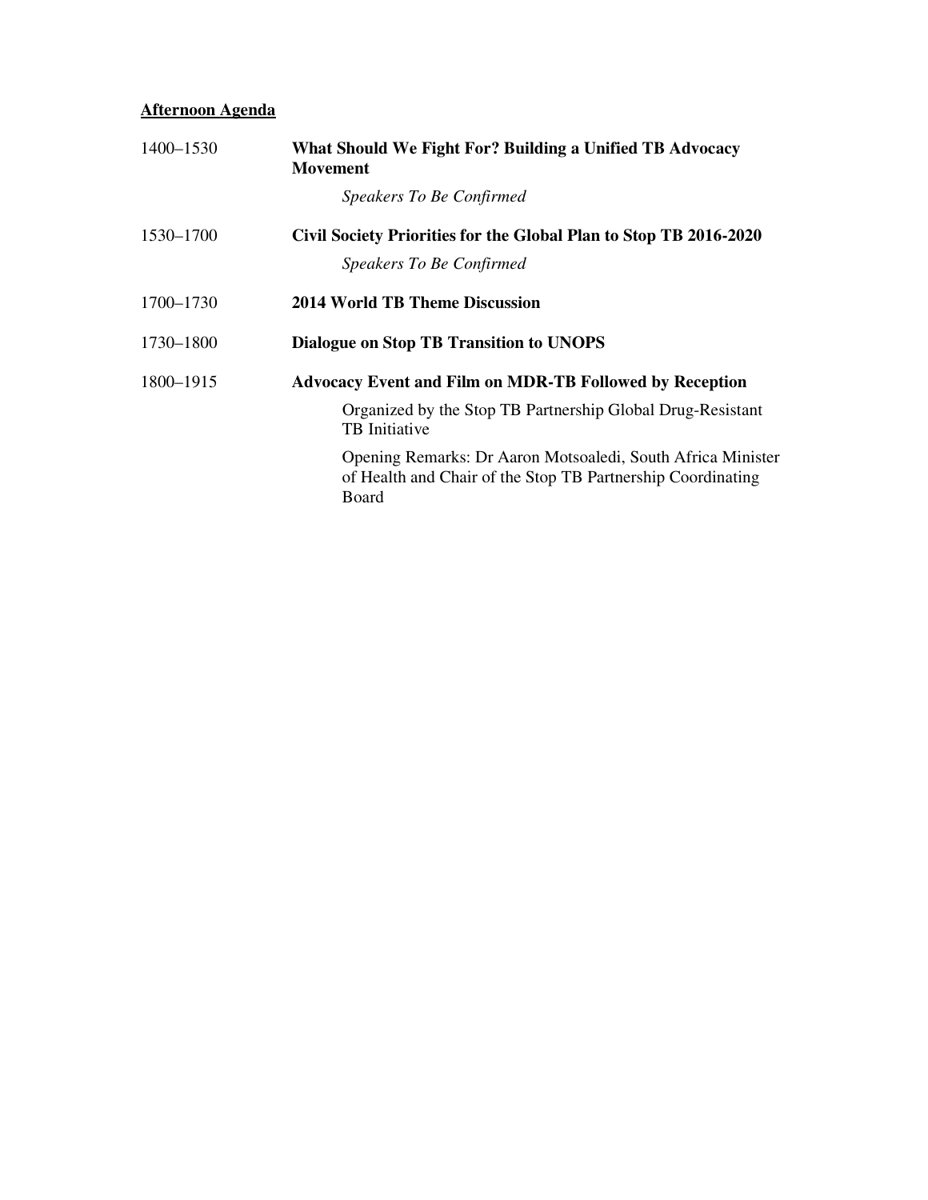**Afternoon Agenda**

1400–1530 **What Should We Fight For? Building a Unified TB Advocacy Movement**

*Speakers To Be Confirmed*

1530–1700 **Civil Society Priorities for the Global Plan to Stop TB 2016-2020**

*Speakers To Be Confirmed*

1700–1730 **2014 World TB Theme Discussion**

1730–1800 **Dialogue on Stop TB Transition to UNOPS**

1800–1915 **Advocacy Event and Film on MDR-TB Followed by Reception**

Organized by the Stop TB Partnership Global Drug-Resistant TB Initiative

Opening Remarks: Dr Aaron Motsoaledi, South Africa Minister of Health and Chair of the Stop TB Partnership Coordinating Board